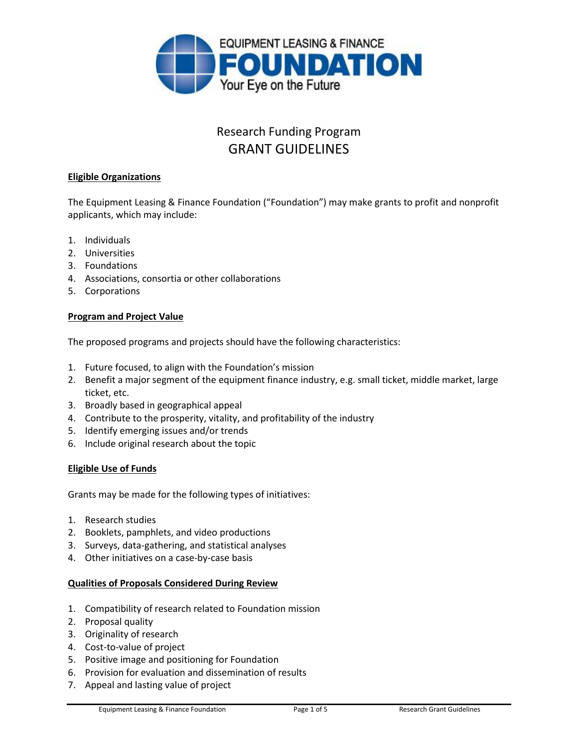EQUIPMENT LEASING & FINANCE
**FOUNDATION**
Your Eye on the Future

# Research Funding Program
# GRANT GUIDELINES

## Eligible Organizations

The Equipment Leasing & Finance Foundation ("Foundation") may make grants to profit and nonprofit applicants, which may include:

1. Individuals
2. Universities
3. Foundations
4. Associations, consortia or other collaborations
5. Corporations

## Program and Project Value

The proposed programs and projects should have the following characteristics:

1. Future focused, to align with the Foundation's mission
2. Benefit a major segment of the equipment finance industry, e.g. small ticket, middle market, large ticket, etc.
3. Broadly based in geographical appeal
4. Contribute to the prosperity, vitality, and profitability of the industry
5. Identify emerging issues and/or trends
6. Include original research about the topic

## Eligible Use of Funds

Grants may be made for the following types of initiatives:

1. Research studies
2. Booklets, pamphlets, and video productions
3. Surveys, data-gathering, and statistical analyses
4. Other initiatives on a case-by-case basis

## Qualities of Proposals Considered During Review

1. Compatibility of research related to Foundation mission
2. Proposal quality
3. Originality of research
4. Cost-to-value of project
5. Positive image and positioning for Foundation
6. Provision for evaluation and dissemination of results
7. Appeal and lasting value of project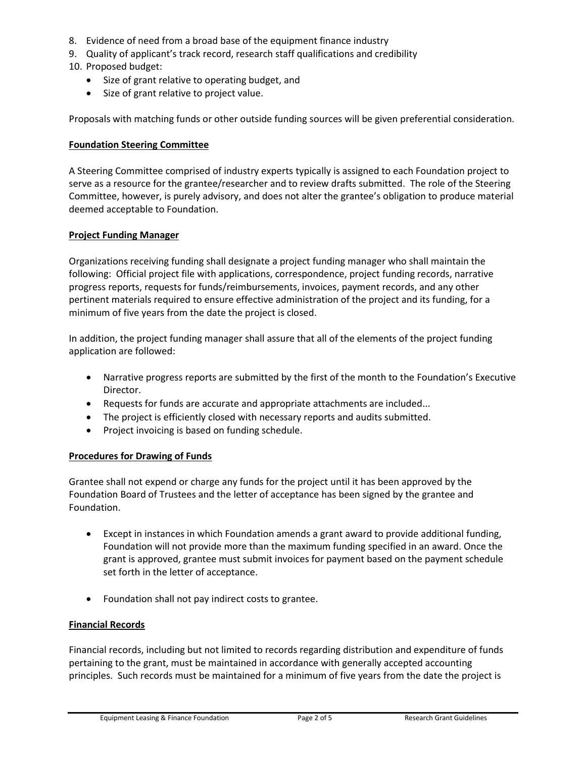8. Evidence of need from a broad base of the equipment finance industry
9. Quality of applicant's track record, research staff qualifications and credibility
10. Proposed budget:
    - Size of grant relative to operating budget, and
    - Size of grant relative to project value.

Proposals with matching funds or other outside funding sources will be given preferential consideration.

## Foundation Steering Committee

A Steering Committee comprised of industry experts typically is assigned to each Foundation project to serve as a resource for the grantee/researcher and to review drafts submitted. The role of the Steering Committee, however, is purely advisory, and does not alter the grantee's obligation to produce material deemed acceptable to Foundation.

## Project Funding Manager

Organizations receiving funding shall designate a project funding manager who shall maintain the following: Official project file with applications, correspondence, project funding records, narrative progress reports, requests for funds/reimbursements, invoices, payment records, and any other pertinent materials required to ensure effective administration of the project and its funding, for a minimum of five years from the date the project is closed.

In addition, the project funding manager shall assure that all of the elements of the project funding application are followed:

- Narrative progress reports are submitted by the first of the month to the Foundation's Executive Director.
- Requests for funds are accurate and appropriate attachments are included...
- The project is efficiently closed with necessary reports and audits submitted.
- Project invoicing is based on funding schedule.

## Procedures for Drawing of Funds

Grantee shall not expend or charge any funds for the project until it has been approved by the Foundation Board of Trustees and the letter of acceptance has been signed by the grantee and Foundation.

- Except in instances in which Foundation amends a grant award to provide additional funding, Foundation will not provide more than the maximum funding specified in an award. Once the grant is approved, grantee must submit invoices for payment based on the payment schedule set forth in the letter of acceptance.

- Foundation shall not pay indirect costs to grantee.

## Financial Records

Financial records, including but not limited to records regarding distribution and expenditure of funds pertaining to the grant, must be maintained in accordance with generally accepted accounting principles. Such records must be maintained for a minimum of five years from the date the project is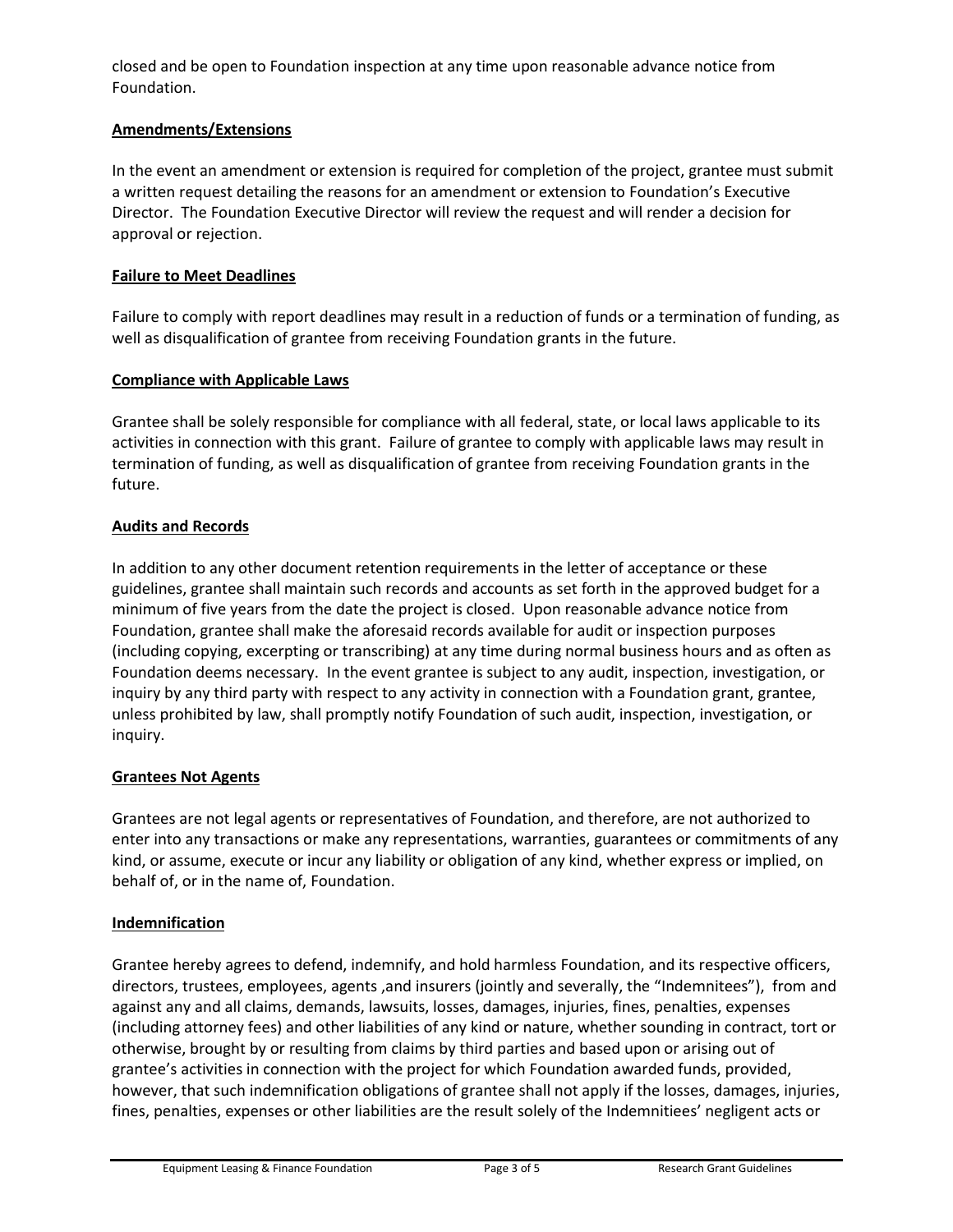closed and be open to Foundation inspection at any time upon reasonable advance notice from Foundation.

**Amendments/Extensions**

In the event an amendment or extension is required for completion of the project, grantee must submit a written request detailing the reasons for an amendment or extension to Foundation's Executive Director. The Foundation Executive Director will review the request and will render a decision for approval or rejection.

**Failure to Meet Deadlines**

Failure to comply with report deadlines may result in a reduction of funds or a termination of funding, as well as disqualification of grantee from receiving Foundation grants in the future.

**Compliance with Applicable Laws**

Grantee shall be solely responsible for compliance with all federal, state, or local laws applicable to its activities in connection with this grant. Failure of grantee to comply with applicable laws may result in termination of funding, as well as disqualification of grantee from receiving Foundation grants in the future.

**Audits and Records**

In addition to any other document retention requirements in the letter of acceptance or these guidelines, grantee shall maintain such records and accounts as set forth in the approved budget for a minimum of five years from the date the project is closed. Upon reasonable advance notice from Foundation, grantee shall make the aforesaid records available for audit or inspection purposes (including copying, excerpting or transcribing) at any time during normal business hours and as often as Foundation deems necessary. In the event grantee is subject to any audit, inspection, investigation, or inquiry by any third party with respect to any activity in connection with a Foundation grant, grantee, unless prohibited by law, shall promptly notify Foundation of such audit, inspection, investigation, or inquiry.

**Grantees Not Agents**

Grantees are not legal agents or representatives of Foundation, and therefore, are not authorized to enter into any transactions or make any representations, warranties, guarantees or commitments of any kind, or assume, execute or incur any liability or obligation of any kind, whether express or implied, on behalf of, or in the name of, Foundation.

**Indemnification**

Grantee hereby agrees to defend, indemnify, and hold harmless Foundation, and its respective officers, directors, trustees, employees, agents ,and insurers (jointly and severally, the "Indemnitees"), from and against any and all claims, demands, lawsuits, losses, damages, injuries, fines, penalties, expenses (including attorney fees) and other liabilities of any kind or nature, whether sounding in contract, tort or otherwise, brought by or resulting from claims by third parties and based upon or arising out of grantee's activities in connection with the project for which Foundation awarded funds, provided, however, that such indemnification obligations of grantee shall not apply if the losses, damages, injuries, fines, penalties, expenses or other liabilities are the result solely of the Indemnitiees' negligent acts or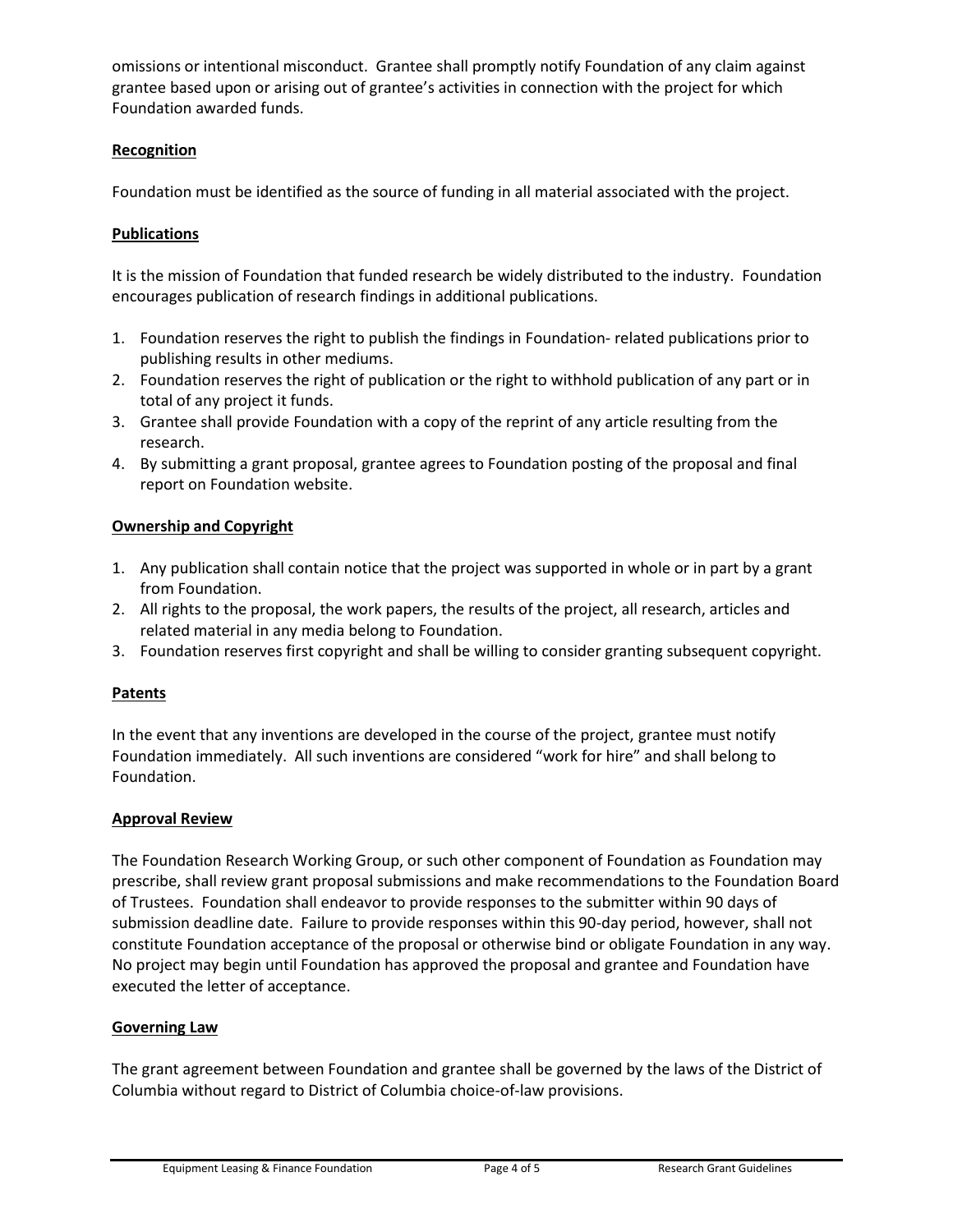omissions or intentional misconduct. Grantee shall promptly notify Foundation of any claim against grantee based upon or arising out of grantee's activities in connection with the project for which Foundation awarded funds.

## Recognition

Foundation must be identified as the source of funding in all material associated with the project.

## Publications

It is the mission of Foundation that funded research be widely distributed to the industry. Foundation encourages publication of research findings in additional publications.

1. Foundation reserves the right to publish the findings in Foundation- related publications prior to publishing results in other mediums.
2. Foundation reserves the right of publication or the right to withhold publication of any part or in total of any project it funds.
3. Grantee shall provide Foundation with a copy of the reprint of any article resulting from the research.
4. By submitting a grant proposal, grantee agrees to Foundation posting of the proposal and final report on Foundation website.

## Ownership and Copyright

1. Any publication shall contain notice that the project was supported in whole or in part by a grant from Foundation.
2. All rights to the proposal, the work papers, the results of the project, all research, articles and related material in any media belong to Foundation.
3. Foundation reserves first copyright and shall be willing to consider granting subsequent copyright.

## Patents

In the event that any inventions are developed in the course of the project, grantee must notify Foundation immediately. All such inventions are considered "work for hire" and shall belong to Foundation.

## Approval Review

The Foundation Research Working Group, or such other component of Foundation as Foundation may prescribe, shall review grant proposal submissions and make recommendations to the Foundation Board of Trustees. Foundation shall endeavor to provide responses to the submitter within 90 days of submission deadline date. Failure to provide responses within this 90-day period, however, shall not constitute Foundation acceptance of the proposal or otherwise bind or obligate Foundation in any way. No project may begin until Foundation has approved the proposal and grantee and Foundation have executed the letter of acceptance.

## Governing Law

The grant agreement between Foundation and grantee shall be governed by the laws of the District of Columbia without regard to District of Columbia choice-of-law provisions.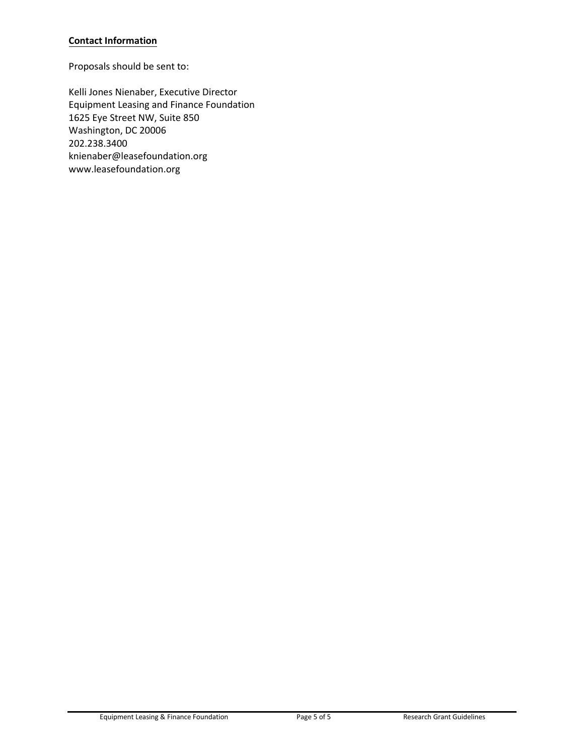**Contact Information**

Proposals should be sent to:

Kelli Jones Nienaber, Executive Director
Equipment Leasing and Finance Foundation
1625 Eye Street NW, Suite 850
Washington, DC 20006
202.238.3400
knienaber@leasefoundation.org
www.leasefoundation.org